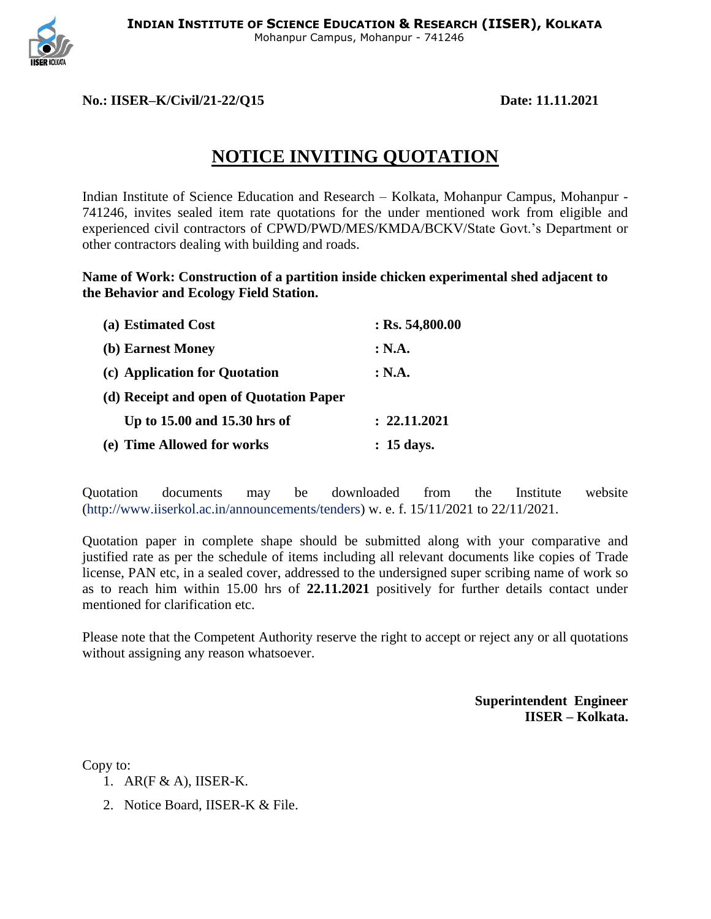**INDIAN INSTITUTE OF SCIENCE EDUCATION & RESEARCH (IISER), KOLKATA**
Mohanpur Campus, Mohanpur - 741246

**No.: IISER–K/Civil/21-22/Q15** **Date: 11.11.2021**

# NOTICE INVITING QUOTATION

Indian Institute of Science Education and Research – Kolkata, Mohanpur Campus, Mohanpur - 741246, invites sealed item rate quotations for the under mentioned work from eligible and experienced civil contractors of CPWD/PWD/MES/KMDA/BCKV/State Govt.'s Department or other contractors dealing with building and roads.

**Name of Work: Construction of a partition inside chicken experimental shed adjacent to the Behavior and Ecology Field Station.**

| | |
|---|---|
| **(a) Estimated Cost** | **: Rs. 54,800.00** |
| **(b) Earnest Money** | **: N.A.** |
| **(c) Application for Quotation** | **: N.A.** |
| **(d) Receipt and open of Quotation Paper Up to 15.00 and 15.30 hrs of** | **: 22.11.2021** |
| **(e) Time Allowed for works** | **: 15 days.** |

Quotation documents may be downloaded from the Institute website (http://www.iiserkol.ac.in/announcements/tenders) w. e. f. 15/11/2021 to 22/11/2021.

Quotation paper in complete shape should be submitted along with your comparative and justified rate as per the schedule of items including all relevant documents like copies of Trade license, PAN etc, in a sealed cover, addressed to the undersigned super scribing name of work so as to reach him within 15.00 hrs of **22.11.2021** positively for further details contact under mentioned for clarification etc.

Please note that the Competent Authority reserve the right to accept or reject any or all quotations without assigning any reason whatsoever.

**Superintendent Engineer**
**IISER – Kolkata.**

Copy to:

1. AR(F & A), IISER-K.
2. Notice Board, IISER-K & File.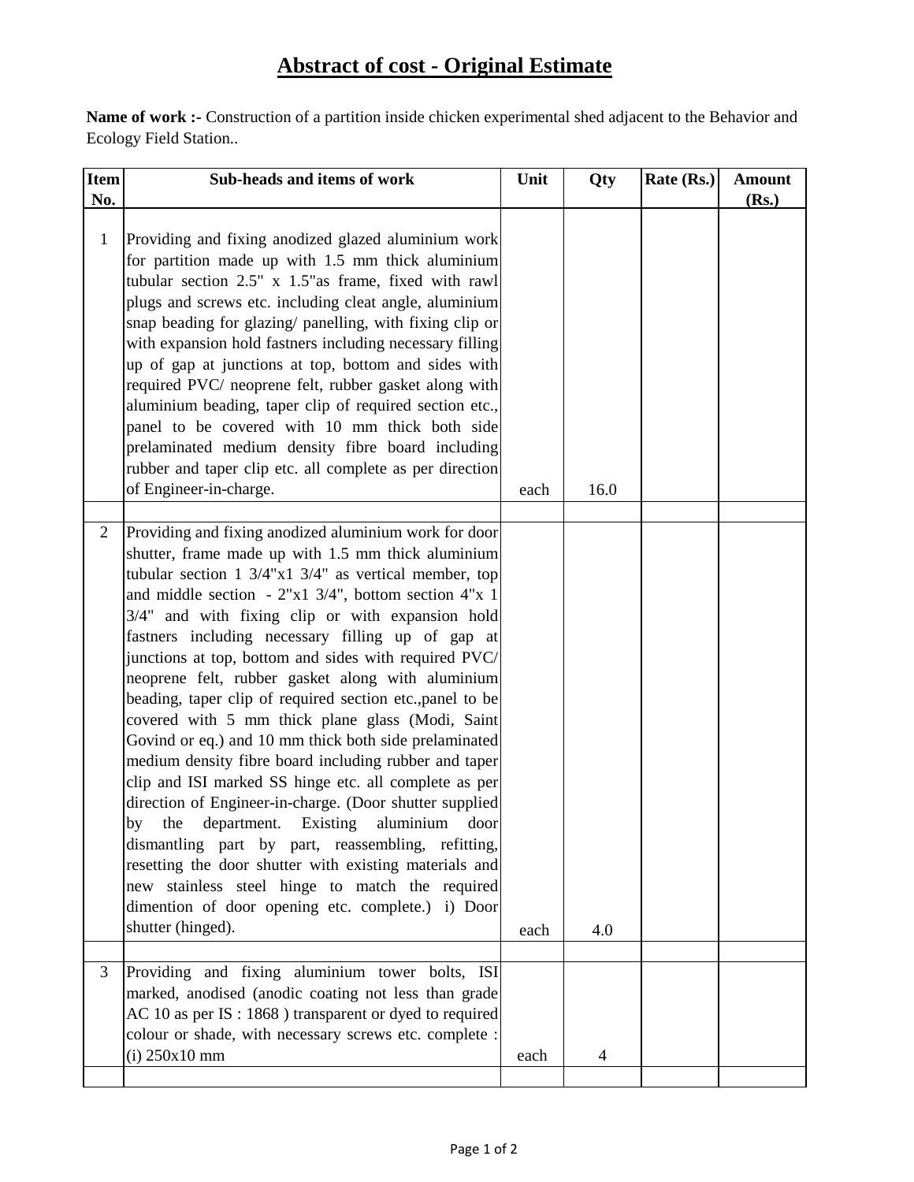# Abstract of cost - Original Estimate

**Name of work :-** Construction of a partition inside chicken experimental shed adjacent to the Behavior and Ecology Field Station..

| Item No. | Sub-heads and items of work | Unit | Qty | Rate (Rs.) | Amount (Rs.) |
|---|---|---|---|---|---|
| 1 | Providing and fixing anodized glazed aluminium work for partition made up with 1.5 mm thick aluminium tubular section 2.5" x 1.5"as frame, fixed with rawl plugs and screws etc. including cleat angle, aluminium snap beading for glazing/ panelling, with fixing clip or with expansion hold fastners including necessary filling up of gap at junctions at top, bottom and sides with required PVC/ neoprene felt, rubber gasket along with aluminium beading, taper clip of required section etc., panel to be covered with 10 mm thick both side prelaminated medium density fibre board including rubber and taper clip etc. all complete as per direction of Engineer-in-charge. | each | 16.0 | | |
| | | | | | |
| 2 | Providing and fixing anodized aluminium work for door shutter, frame made up with 1.5 mm thick aluminium tubular section 1 3/4"x1 3/4" as vertical member, top and middle section - 2"x1 3/4", bottom section 4"x 1 3/4" and with fixing clip or with expansion hold fastners including necessary filling up of gap at junctions at top, bottom and sides with required PVC/ neoprene felt, rubber gasket along with aluminium beading, taper clip of required section etc.,panel to be covered with 5 mm thick plane glass (Modi, Saint Govind or eq.) and 10 mm thick both side prelaminated medium density fibre board including rubber and taper clip and ISI marked SS hinge etc. all complete as per direction of Engineer-in-charge. (Door shutter supplied by the department. Existing aluminium door dismantling part by part, reassembling, refitting, resetting the door shutter with existing materials and new stainless steel hinge to match the required dimention of door opening etc. complete.) i) Door shutter (hinged). | each | 4.0 | | |
| | | | | | |
| 3 | Providing and fixing aluminium tower bolts, ISI marked, anodised (anodic coating not less than grade AC 10 as per IS : 1868 ) transparent or dyed to required colour or shade, with necessary screws etc. complete : (i) 250x10 mm | each | 4 | | |
| | | | | | |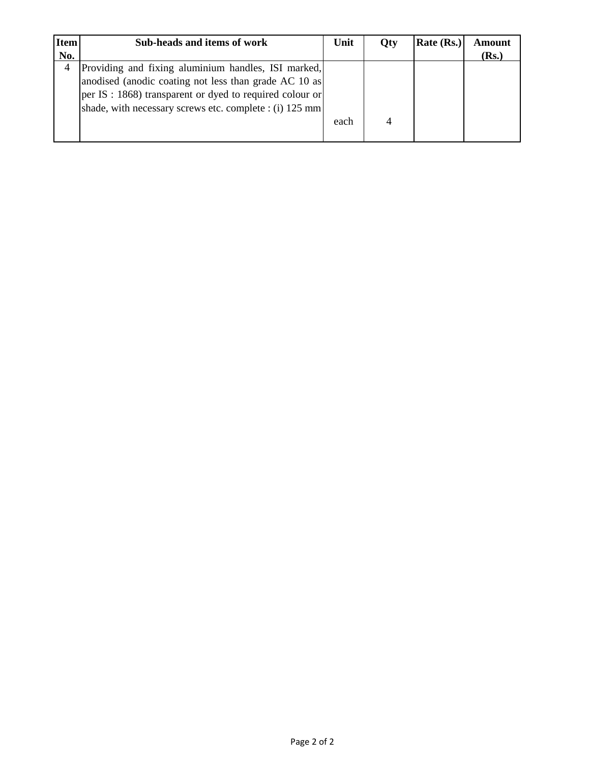| Item No. | Sub-heads and items of work | Unit | Qty | Rate (Rs.) | Amount (Rs.) |
| --- | --- | --- | --- | --- | --- |
| 4 | Providing and fixing aluminium handles, ISI marked, anodised (anodic coating not less than grade AC 10 as per IS : 1868) transparent or dyed to required colour or shade, with necessary screws etc. complete : (i) 125 mm | each | 4 | | |